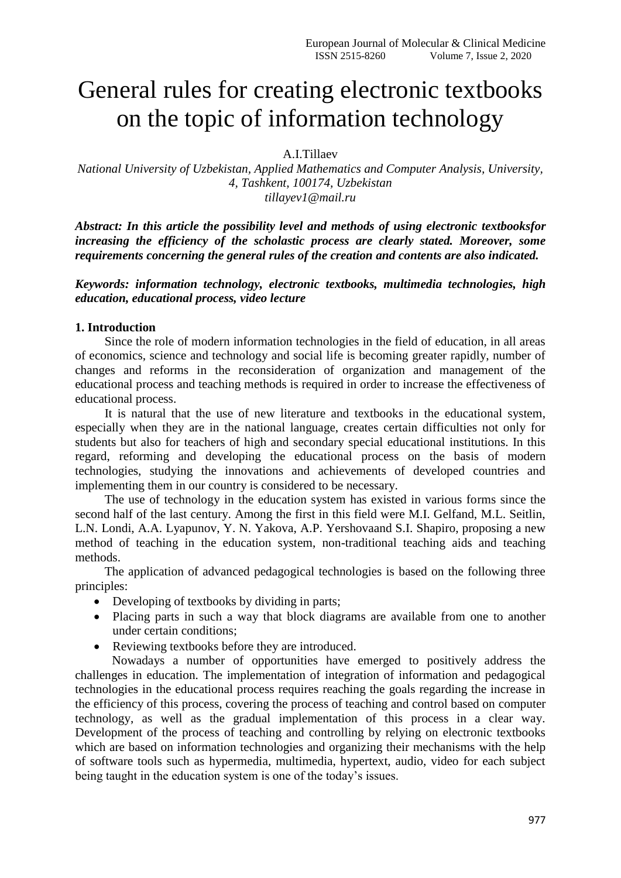# General rules for creating electronic textbooks on the topic of information technology

A.I.Tillaev

*National University of Uzbekistan, Applied Mathematics and Computer Analysis, University, 4, Tashkent, 100174, Uzbekistan*
*tillayev1@mail.ru*

***Abstract: In this article the possibility level and methods of using electronic textbooksfor increasing the efficiency of the scholastic process are clearly stated. Moreover, some requirements concerning the general rules of the creation and contents are also indicated.***

***Keywords: information technology, electronic textbooks, multimedia technologies, high education, educational process, video lecture***

## 1. Introduction

Since the role of modern information technologies in the field of education, in all areas of economics, science and technology and social life is becoming greater rapidly, number of changes and reforms in the reconsideration of organization and management of the educational process and teaching methods is required in order to increase the effectiveness of educational process.

It is natural that the use of new literature and textbooks in the educational system, especially when they are in the national language, creates certain difficulties not only for students but also for teachers of high and secondary special educational institutions. In this regard, reforming and developing the educational process on the basis of modern technologies, studying the innovations and achievements of developed countries and implementing them in our country is considered to be necessary.

The use of technology in the education system has existed in various forms since the second half of the last century. Among the first in this field were M.I. Gelfand, M.L. Seitlin, L.N. Londi, A.A. Lyapunov, Y. N. Yakova, A.P. Yershovaand S.I. Shapiro, proposing a new method of teaching in the education system, non-traditional teaching aids and teaching methods.

The application of advanced pedagogical technologies is based on the following three principles:

- Developing of textbooks by dividing in parts;
- Placing parts in such a way that block diagrams are available from one to another under certain conditions;
- Reviewing textbooks before they are introduced.

Nowadays a number of opportunities have emerged to positively address the challenges in education. The implementation of integration of information and pedagogical technologies in the educational process requires reaching the goals regarding the increase in the efficiency of this process, covering the process of teaching and control based on computer technology, as well as the gradual implementation of this process in a clear way. Development of the process of teaching and controlling by relying on electronic textbooks which are based on information technologies and organizing their mechanisms with the help of software tools such as hypermedia, multimedia, hypertext, audio, video for each subject being taught in the education system is one of the today's issues.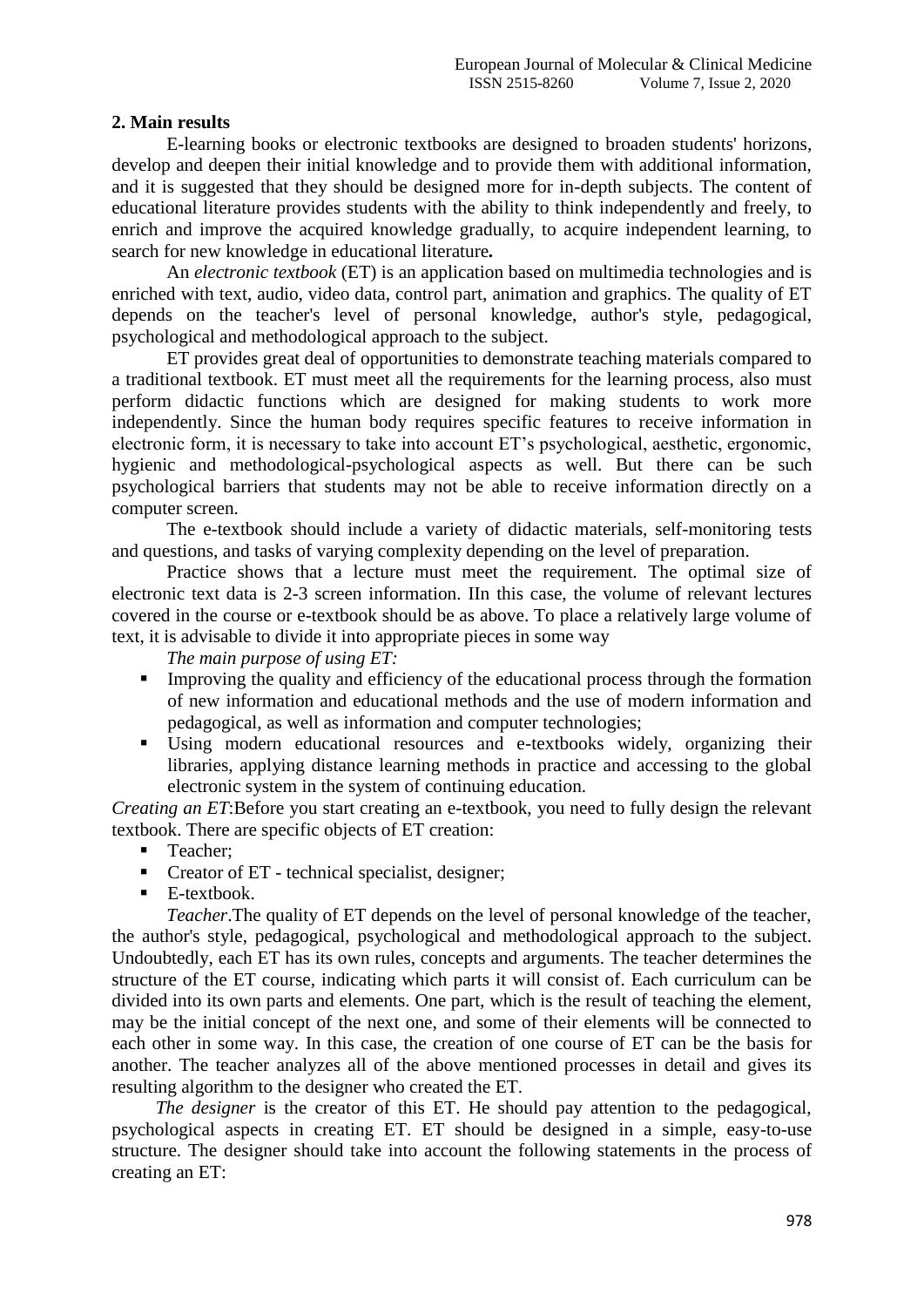## 2. Main results

E-learning books or electronic textbooks are designed to broaden students' horizons, develop and deepen their initial knowledge and to provide them with additional information, and it is suggested that they should be designed more for in-depth subjects. The content of educational literature provides students with the ability to think independently and freely, to enrich and improve the acquired knowledge gradually, to acquire independent learning, to search for new knowledge in educational literature**.**

An *electronic textbook* (ET) is an application based on multimedia technologies and is enriched with text, audio, video data, control part, animation and graphics. The quality of ET depends on the teacher's level of personal knowledge, author's style, pedagogical, psychological and methodological approach to the subject.

ET provides great deal of opportunities to demonstrate teaching materials compared to a traditional textbook. ET must meet all the requirements for the learning process, also must perform didactic functions which are designed for making students to work more independently. Since the human body requires specific features to receive information in electronic form, it is necessary to take into account ET's psychological, aesthetic, ergonomic, hygienic and methodological-psychological aspects as well. But there can be such psychological barriers that students may not be able to receive information directly on a computer screen.

The e-textbook should include a variety of didactic materials, self-monitoring tests and questions, and tasks of varying complexity depending on the level of preparation.

Practice shows that a lecture must meet the requirement. The optimal size of electronic text data is 2-3 screen information. IIn this case, the volume of relevant lectures covered in the course or e-textbook should be as above. To place a relatively large volume of text, it is advisable to divide it into appropriate pieces in some way

*The main purpose of using ET:*

- Improving the quality and efficiency of the educational process through the formation of new information and educational methods and the use of modern information and pedagogical, as well as information and computer technologies;
- Using modern educational resources and e-textbooks widely, organizing their libraries, applying distance learning methods in practice and accessing to the global electronic system in the system of continuing education.

*Creating an ET*:Before you start creating an e-textbook, you need to fully design the relevant textbook. There are specific objects of ET creation:

- Teacher;
- Creator of ET - technical specialist, designer;
- E-textbook.

*Teacher*.The quality of ET depends on the level of personal knowledge of the teacher, the author's style, pedagogical, psychological and methodological approach to the subject. Undoubtedly, each ET has its own rules, concepts and arguments. The teacher determines the structure of the ET course, indicating which parts it will consist of. Each curriculum can be divided into its own parts and elements. One part, which is the result of teaching the element, may be the initial concept of the next one, and some of their elements will be connected to each other in some way. In this case, the creation of one course of ET can be the basis for another. The teacher analyzes all of the above mentioned processes in detail and gives its resulting algorithm to the designer who created the ET.

*The designer* is the creator of this ET. He should pay attention to the pedagogical, psychological aspects in creating ET. ET should be designed in a simple, easy-to-use structure. The designer should take into account the following statements in the process of creating an ET: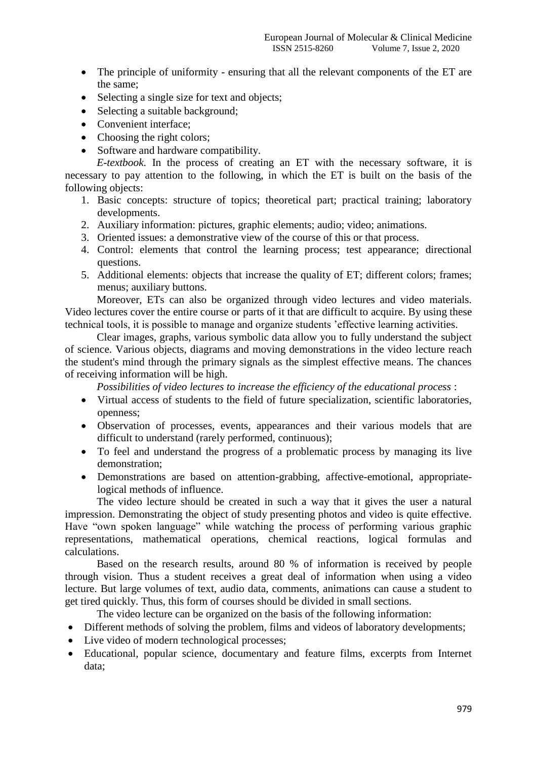- The principle of uniformity - ensuring that all the relevant components of the ET are the same;
- Selecting a single size for text and objects;
- Selecting a suitable background;
- Convenient interface;
- Choosing the right colors;
- Software and hardware compatibility.

*E-textbook.* In the process of creating an ET with the necessary software, it is necessary to pay attention to the following, in which the ET is built on the basis of the following objects:

1. Basic concepts: structure of topics; theoretical part; practical training; laboratory developments.
2. Auxiliary information: pictures, graphic elements; audio; video; animations.
3. Oriented issues: a demonstrative view of the course of this or that process.
4. Control: elements that control the learning process; test appearance; directional questions.
5. Additional elements: objects that increase the quality of ET; different colors; frames; menus; auxiliary buttons.

Moreover, ETs can also be organized through video lectures and video materials. Video lectures cover the entire course or parts of it that are difficult to acquire. By using these technical tools, it is possible to manage and organize students 'effective learning activities.

Clear images, graphs, various symbolic data allow you to fully understand the subject of science. Various objects, diagrams and moving demonstrations in the video lecture reach the student's mind through the primary signals as the simplest effective means. The chances of receiving information will be high.

*Possibilities of video lectures to increase the efficiency of the educational process* :

- Virtual access of students to the field of future specialization, scientific laboratories, openness;
- Observation of processes, events, appearances and their various models that are difficult to understand (rarely performed, continuous);
- To feel and understand the progress of a problematic process by managing its live demonstration;
- Demonstrations are based on attention-grabbing, affective-emotional, appropriate-logical methods of influence.

The video lecture should be created in such a way that it gives the user a natural impression. Demonstrating the object of study presenting photos and video is quite effective. Have "own spoken language" while watching the process of performing various graphic representations, mathematical operations, chemical reactions, logical formulas and calculations.

Based on the research results, around 80 % of information is received by people through vision. Thus a student receives a great deal of information when using a video lecture. But large volumes of text, audio data, comments, animations can cause a student to get tired quickly. Thus, this form of courses should be divided in small sections.

The video lecture can be organized on the basis of the following information:

- Different methods of solving the problem, films and videos of laboratory developments;
- Live video of modern technological processes;
- Educational, popular science, documentary and feature films, excerpts from Internet data;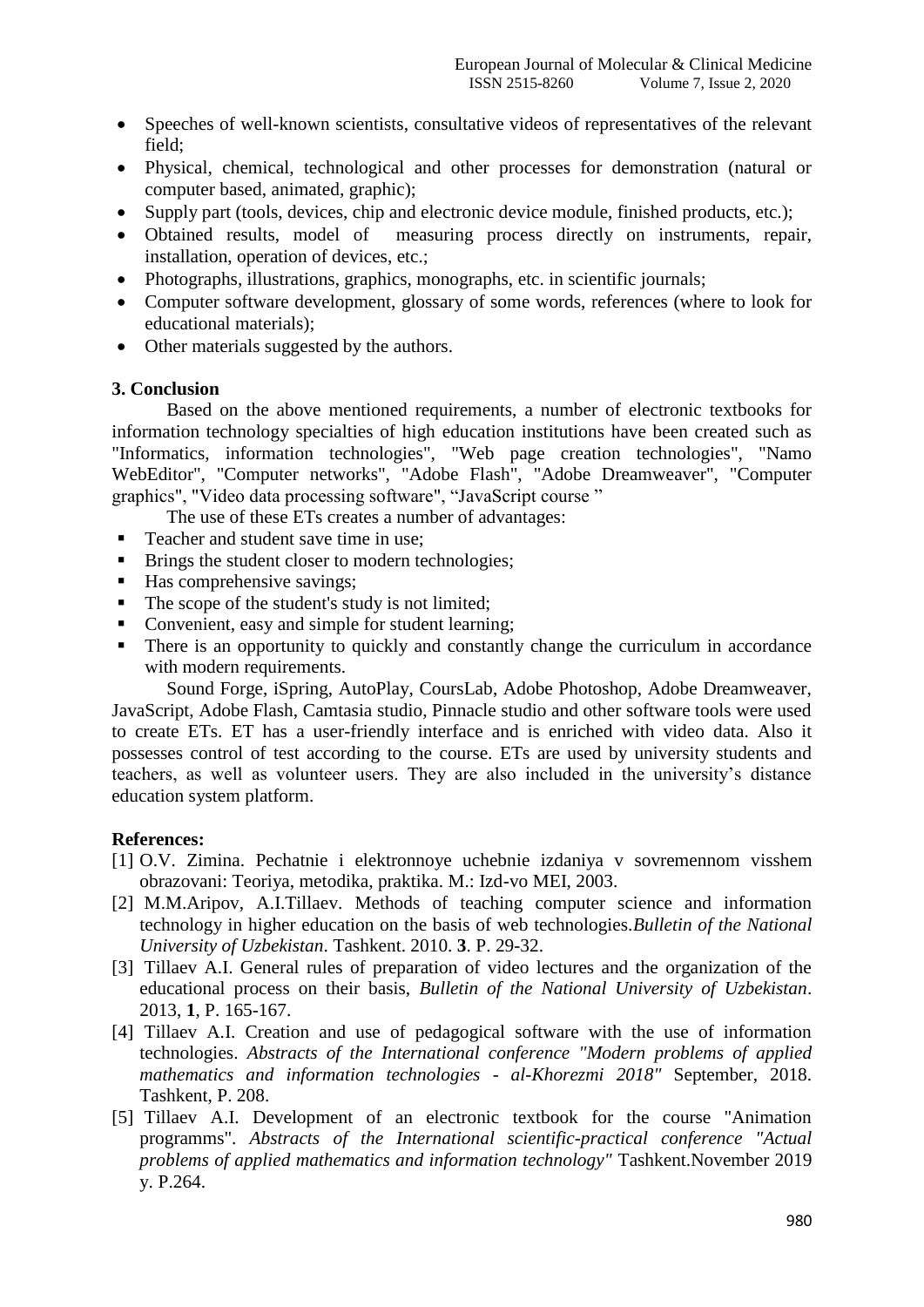- Speeches of well-known scientists, consultative videos of representatives of the relevant field;
- Physical, chemical, technological and other processes for demonstration (natural or computer based, animated, graphic);
- Supply part (tools, devices, chip and electronic device module, finished products, etc.);
- Obtained results, model of measuring process directly on instruments, repair, installation, operation of devices, etc.;
- Photographs, illustrations, graphics, monographs, etc. in scientific journals;
- Computer software development, glossary of some words, references (where to look for educational materials);
- Other materials suggested by the authors.

### 3. Conclusion

Based on the above mentioned requirements, a number of electronic textbooks for information technology specialties of high education institutions have been created such as "Informatics, information technologies", "Web page creation technologies", "Namo WebEditor", "Computer networks", "Adobe Flash", "Adobe Dreamweaver", "Computer graphics", "Video data processing software", "JavaScript course "

The use of these ETs creates a number of advantages:

- Teacher and student save time in use;
- Brings the student closer to modern technologies;
- Has comprehensive savings;
- The scope of the student's study is not limited;
- Convenient, easy and simple for student learning;
- There is an opportunity to quickly and constantly change the curriculum in accordance with modern requirements.

Sound Forge, iSpring, AutoPlay, CoursLab, Adobe Photoshop, Adobe Dreamweaver, JavaScript, Adobe Flash, Camtasia studio, Pinnacle studio and other software tools were used to create ETs. ET has a user-friendly interface and is enriched with video data. Also it possesses control of test according to the course. ETs are used by university students and teachers, as well as volunteer users. They are also included in the university's distance education system platform.

### References:

[1] O.V. Zimina. Pechatnie i elektronnoye uchebnie izdaniya v sovremennom visshem obrazovani: Teoriya, metodika, praktika. M.: Izd-vo MEI, 2003.

[2] M.M.Aripov, A.I.Tillaev. Methods of teaching computer science and information technology in higher education on the basis of web technologies.*Bulletin of the National University of Uzbekistan*. Tashkent. 2010. **3**. P. 29-32.

[3] Tillaev A.I. General rules of preparation of video lectures and the organization of the educational process on their basis, *Bulletin of the National University of Uzbekistan*. 2013, **1**, P. 165-167.

[4] Tillaev A.I. Creation and use of pedagogical software with the use of information technologies. *Abstracts of the International conference "Modern problems of applied mathematics and information technologies - al-Khorezmi 2018"* September, 2018. Tashkent, P. 208.

[5] Tillaev A.I. Development of an electronic textbook for the course "Animation programms". *Abstracts of the International scientific-practical conference "Actual problems of applied mathematics and information technology"* Tashkent.November 2019 y. P.264.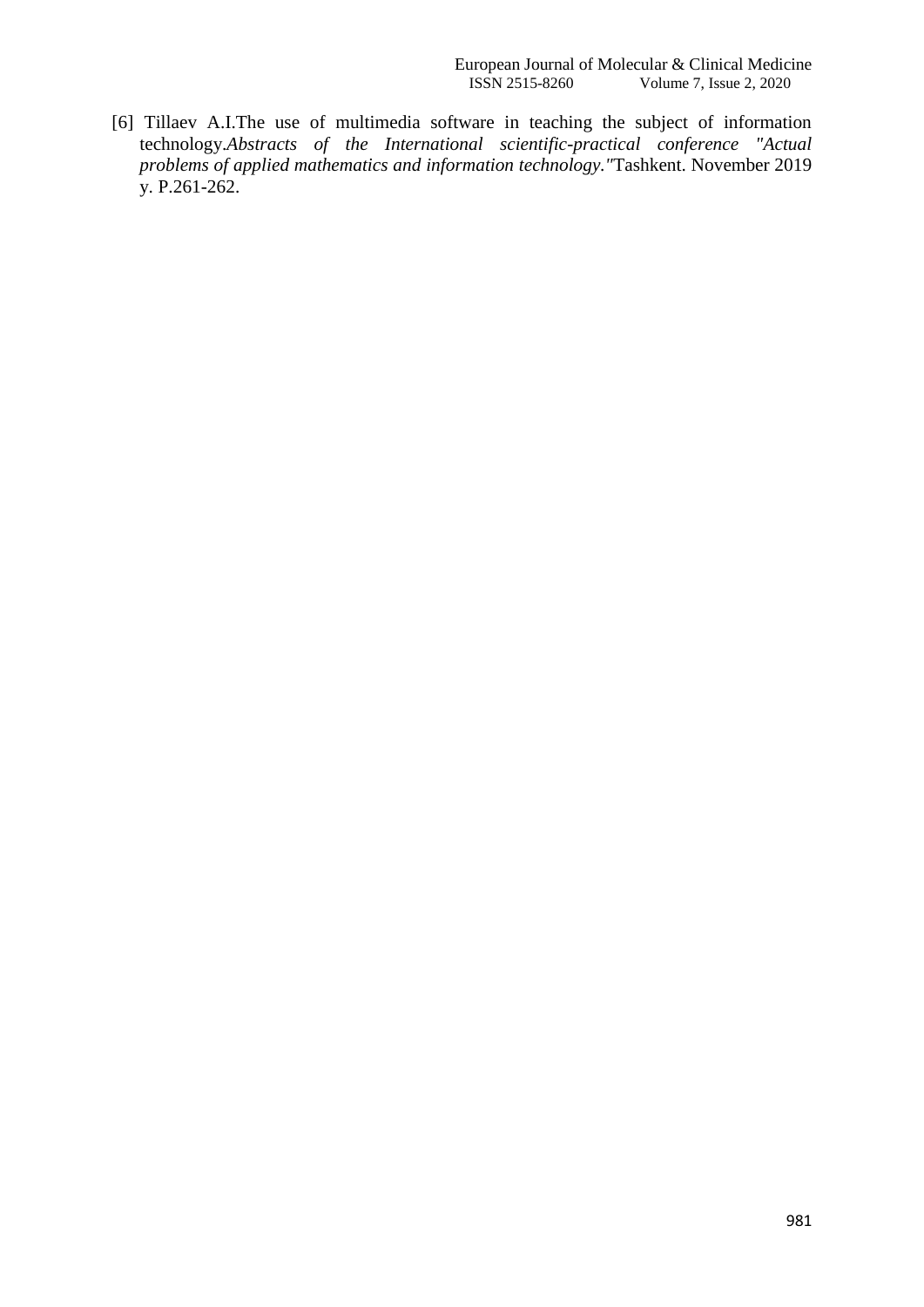[6] Tillaev A.I.The use of multimedia software in teaching the subject of information technology.*Abstracts of the International scientific-practical conference "Actual problems of applied mathematics and information technology."*Tashkent. November 2019 y. P.261-262.